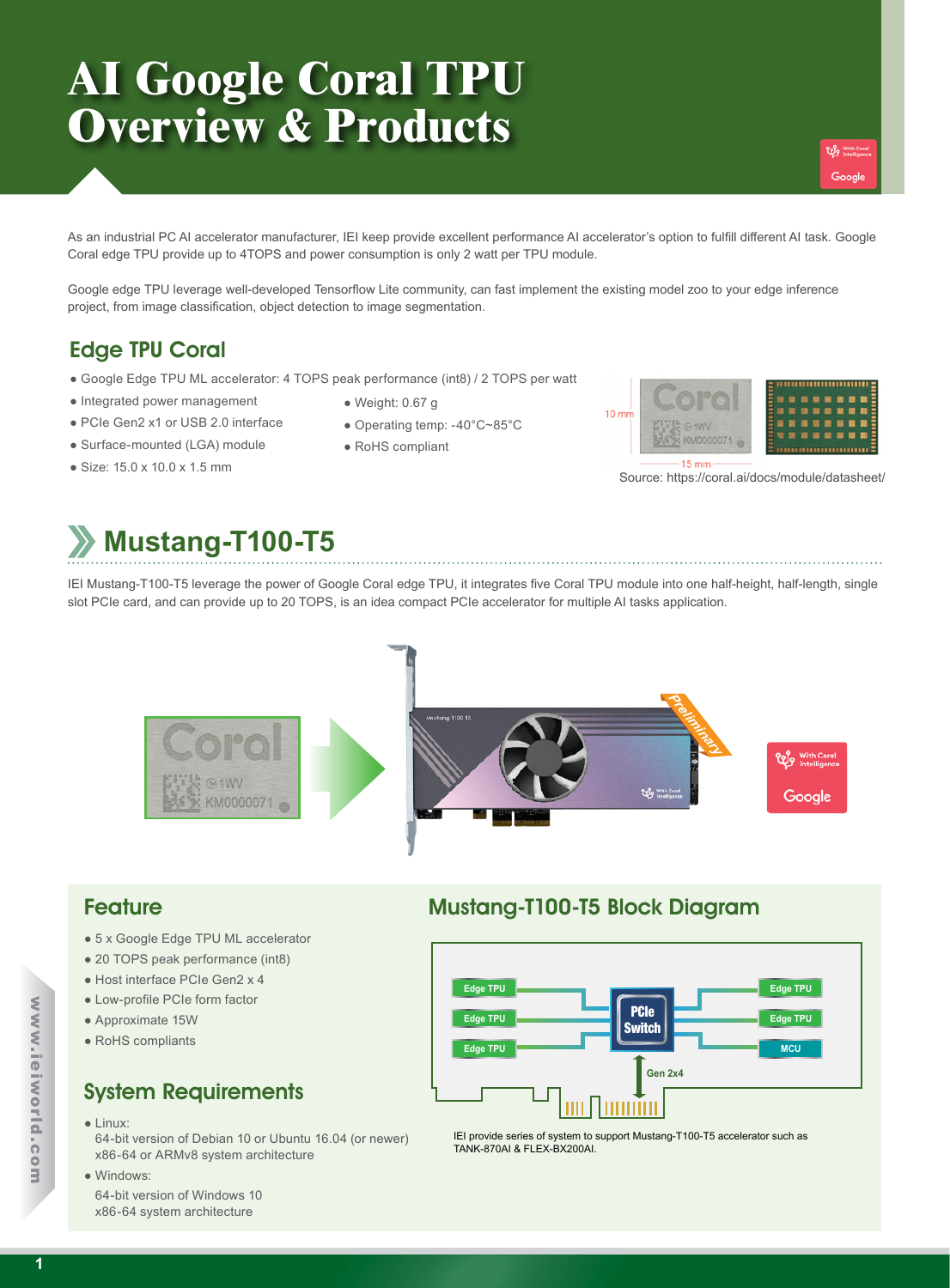# AI Google Coral TPU Overview & Products

As an industrial PC AI accelerator manufacturer, IEI keep provide excellent performance AI accelerator's option to fulfill different AI task. Google Coral edge TPU provide up to 4TOPS and power consumption is only 2 watt per TPU module.

Google edge TPU leverage well-developed Tensorflow Lite community, can fast implement the existing model zoo to your edge inference project, from image classification, object detection to image segmentation.

## Edge TPU Coral

- Google Edge TPU ML accelerator: 4 TOPS peak performance (int8) / 2 TOPS per watt
- Integrated power management
- PCIe Gen2 x1 or USB 2.0 interface
- Surface-mounted (LGA) module
- Size: 15.0 x 10.0 x 1.5 mm
- Weight: 0.67 g
- Operating temp: -40°C~85°C
- RoHS compliant

Source: https://coral.ai/docs/module/datasheet/

## Mustang-T100-T5

IEI Mustang-T100-T5 leverage the power of Google Coral edge TPU, it integrates five Coral TPU module into one half-height, half-length, single slot PCIe card, and can provide up to 20 TOPS, is an idea compact PCIe accelerator for multiple AI tasks application.

### Feature

- 5 x Google Edge TPU ML accelerator
- 20 TOPS peak performance (int8)
- Host interface PCIe Gen2 x 4
- Low-profile PCIe form factor
- Approximate 15W
- RoHS compliants

### System Requirements

- Linux:
  64-bit version of Debian 10 or Ubuntu 16.04 (or newer)
  x86-64 or ARMv8 system architecture
- Windows:
  64-bit version of Windows 10
  x86-64 system architecture

### Mustang-T100-T5 Block Diagram

IEI provide series of system to support Mustang-T100-T5 accelerator such as TANK-870AI & FLEX-BX200AI.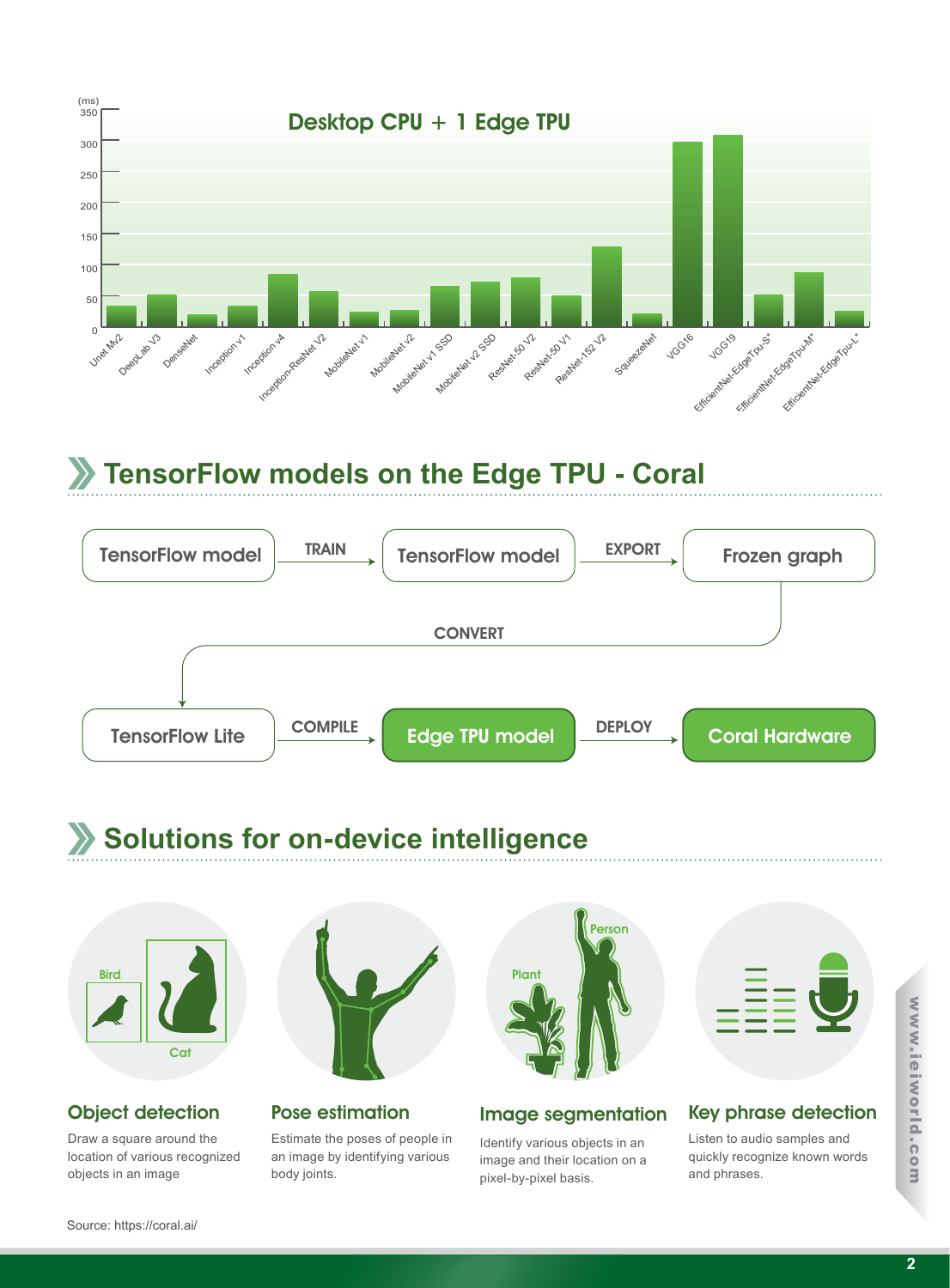Desktop CPU + 1 Edge TPU

(ms)
350
300
250
200
150
100
50
0

Unet Mv2
DeepLab V3
DenseNet
Inception v1
Inception v4
Inception-ResNet V2
MobileNet v1
MobileNet v2
MobileNet v1 SSD
MobileNet v2 SSD
ResNet-50 V2
ResNet-50 V1
ResNet-152 V2
SqueezeNet
VGG16
VGG19
EfficientNet-EdgeTpu-S*
EfficientNet-EdgeTpu-M*
EfficientNet-EdgeTpu-L*

## TensorFlow models on the Edge TPU - Coral

TensorFlow model → TRAIN → TensorFlow model → EXPORT → Frozen graph → CONVERT → TensorFlow Lite → COMPILE → Edge TPU model → DEPLOY → Coral Hardware

## Solutions for on-device intelligence

Bird
Cat

### Object detection

Draw a square around the location of various recognized objects in an image

### Pose estimation

Estimate the poses of people in an image by identifying various body joints.

Person
Plant

### Image segmentation

Identify various objects in an image and their location on a pixel-by-pixel basis.

### Key phrase detection

Listen to audio samples and quickly recognize known words and phrases.

Source: https://coral.ai/